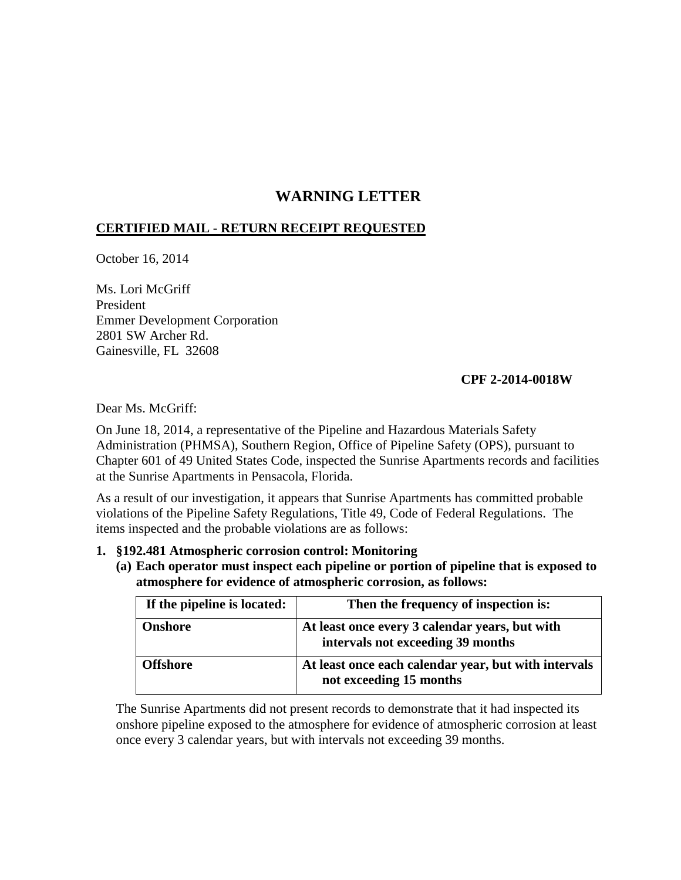# WARNING LETTER

**CERTIFIED MAIL - RETURN RECEIPT REQUESTED**

October 16, 2014

Ms. Lori McGriff
President
Emmer Development Corporation
2801 SW Archer Rd.
Gainesville, FL 32608

**CPF 2-2014-0018W**

Dear Ms. McGriff:

On June 18, 2014, a representative of the Pipeline and Hazardous Materials Safety Administration (PHMSA), Southern Region, Office of Pipeline Safety (OPS), pursuant to Chapter 601 of 49 United States Code, inspected the Sunrise Apartments records and facilities at the Sunrise Apartments in Pensacola, Florida.

As a result of our investigation, it appears that Sunrise Apartments has committed probable violations of the Pipeline Safety Regulations, Title 49, Code of Federal Regulations. The items inspected and the probable violations are as follows:

1. **§192.481 Atmospheric corrosion control: Monitoring**
   **(a) Each operator must inspect each pipeline or portion of pipeline that is exposed to atmosphere for evidence of atmospheric corrosion, as follows:**

| If the pipeline is located: | Then the frequency of inspection is: |
| --- | --- |
| **Onshore** | **At least once every 3 calendar years, but with intervals not exceeding 39 months** |
| **Offshore** | **At least once each calendar year, but with intervals not exceeding 15 months** |

The Sunrise Apartments did not present records to demonstrate that it had inspected its onshore pipeline exposed to the atmosphere for evidence of atmospheric corrosion at least once every 3 calendar years, but with intervals not exceeding 39 months.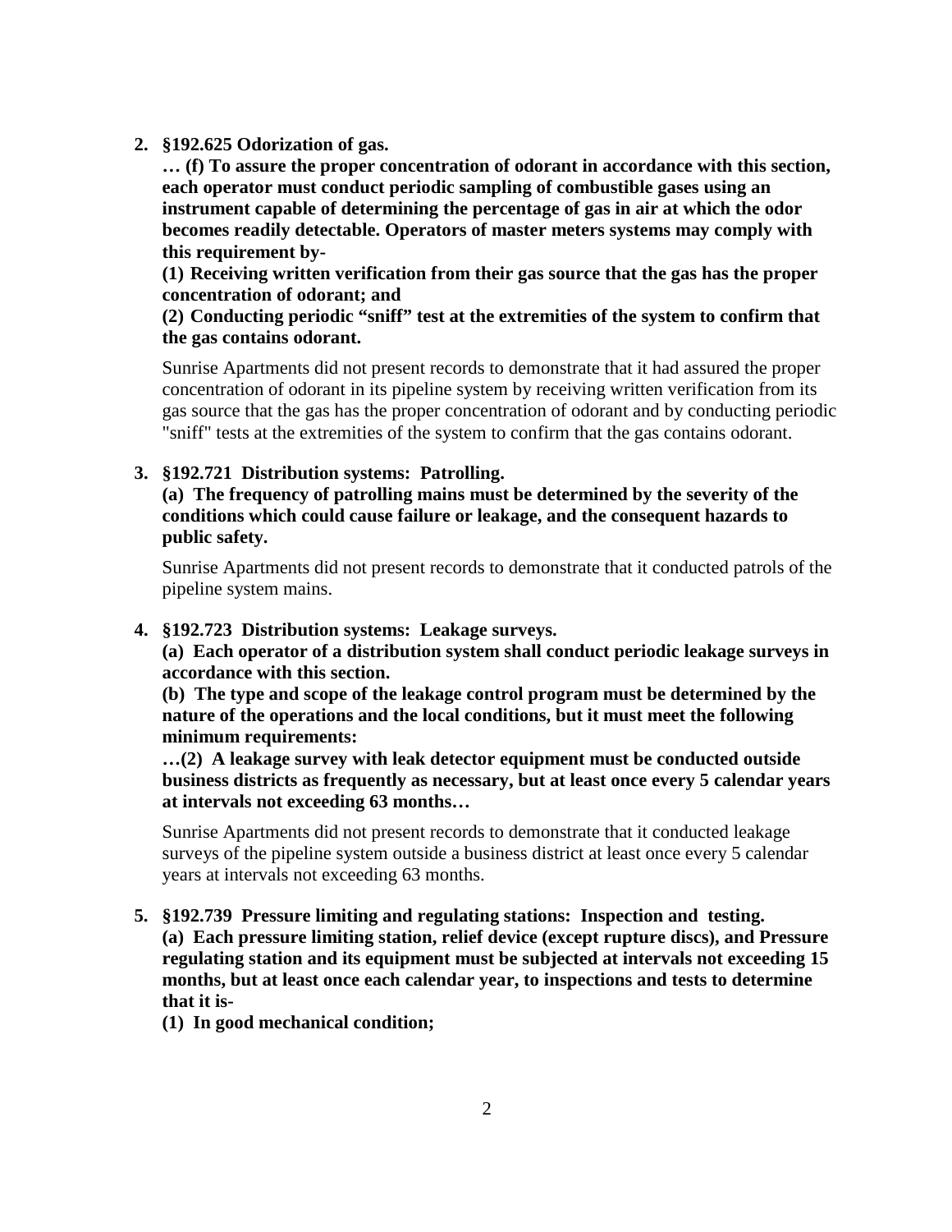2. **§192.625 Odorization of gas.**

   **… (f) To assure the proper concentration of odorant in accordance with this section, each operator must conduct periodic sampling of combustible gases using an instrument capable of determining the percentage of gas in air at which the odor becomes readily detectable. Operators of master meters systems may comply with this requirement by-**

   **(1) Receiving written verification from their gas source that the gas has the proper concentration of odorant; and**

   **(2) Conducting periodic "sniff" test at the extremities of the system to confirm that the gas contains odorant.**

   Sunrise Apartments did not present records to demonstrate that it had assured the proper concentration of odorant in its pipeline system by receiving written verification from its gas source that the gas has the proper concentration of odorant and by conducting periodic "sniff" tests at the extremities of the system to confirm that the gas contains odorant.

3. **§192.721 Distribution systems: Patrolling.**

   **(a) The frequency of patrolling mains must be determined by the severity of the conditions which could cause failure or leakage, and the consequent hazards to public safety.**

   Sunrise Apartments did not present records to demonstrate that it conducted patrols of the pipeline system mains.

4. **§192.723 Distribution systems: Leakage surveys.**

   **(a) Each operator of a distribution system shall conduct periodic leakage surveys in accordance with this section.**

   **(b) The type and scope of the leakage control program must be determined by the nature of the operations and the local conditions, but it must meet the following minimum requirements:**

   **…(2) A leakage survey with leak detector equipment must be conducted outside business districts as frequently as necessary, but at least once every 5 calendar years at intervals not exceeding 63 months…**

   Sunrise Apartments did not present records to demonstrate that it conducted leakage surveys of the pipeline system outside a business district at least once every 5 calendar years at intervals not exceeding 63 months.

5. **§192.739 Pressure limiting and regulating stations: Inspection and testing.**

   **(a) Each pressure limiting station, relief device (except rupture discs), and Pressure regulating station and its equipment must be subjected at intervals not exceeding 15 months, but at least once each calendar year, to inspections and tests to determine that it is-**

   **(1) In good mechanical condition;**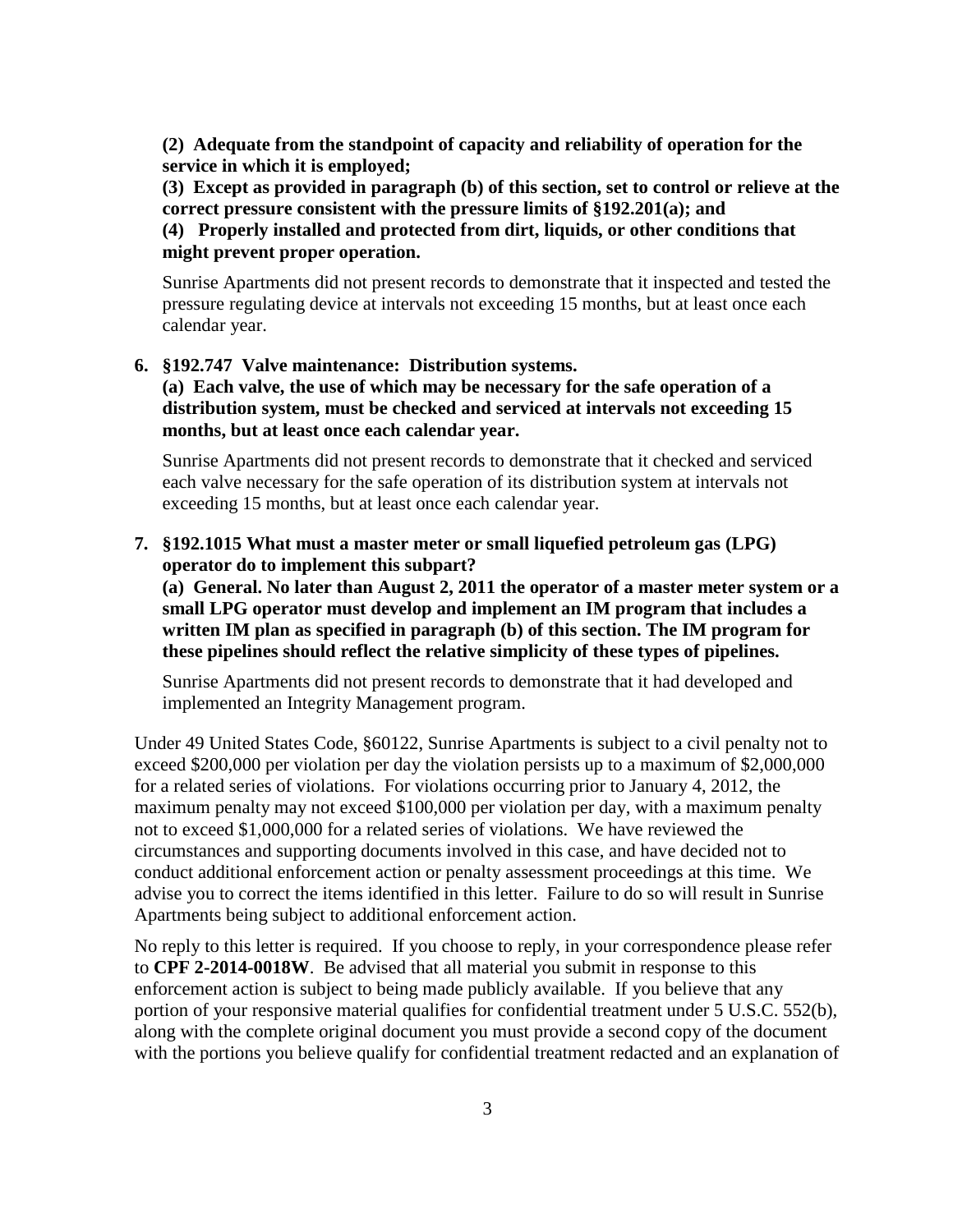**(2) Adequate from the standpoint of capacity and reliability of operation for the service in which it is employed;**
**(3) Except as provided in paragraph (b) of this section, set to control or relieve at the correct pressure consistent with the pressure limits of §192.201(a); and**
**(4) Properly installed and protected from dirt, liquids, or other conditions that might prevent proper operation.**

Sunrise Apartments did not present records to demonstrate that it inspected and tested the pressure regulating device at intervals not exceeding 15 months, but at least once each calendar year.

**6. §192.747 Valve maintenance: Distribution systems.**
**(a) Each valve, the use of which may be necessary for the safe operation of a distribution system, must be checked and serviced at intervals not exceeding 15 months, but at least once each calendar year.**

Sunrise Apartments did not present records to demonstrate that it checked and serviced each valve necessary for the safe operation of its distribution system at intervals not exceeding 15 months, but at least once each calendar year.

**7. §192.1015 What must a master meter or small liquefied petroleum gas (LPG) operator do to implement this subpart?**
**(a) General. No later than August 2, 2011 the operator of a master meter system or a small LPG operator must develop and implement an IM program that includes a written IM plan as specified in paragraph (b) of this section. The IM program for these pipelines should reflect the relative simplicity of these types of pipelines.**

Sunrise Apartments did not present records to demonstrate that it had developed and implemented an Integrity Management program.

Under 49 United States Code, §60122, Sunrise Apartments is subject to a civil penalty not to exceed $200,000 per violation per day the violation persists up to a maximum of $2,000,000 for a related series of violations. For violations occurring prior to January 4, 2012, the maximum penalty may not exceed $100,000 per violation per day, with a maximum penalty not to exceed $1,000,000 for a related series of violations. We have reviewed the circumstances and supporting documents involved in this case, and have decided not to conduct additional enforcement action or penalty assessment proceedings at this time. We advise you to correct the items identified in this letter. Failure to do so will result in Sunrise Apartments being subject to additional enforcement action.

No reply to this letter is required. If you choose to reply, in your correspondence please refer to **CPF 2-2014-0018W**. Be advised that all material you submit in response to this enforcement action is subject to being made publicly available. If you believe that any portion of your responsive material qualifies for confidential treatment under 5 U.S.C. 552(b), along with the complete original document you must provide a second copy of the document with the portions you believe qualify for confidential treatment redacted and an explanation of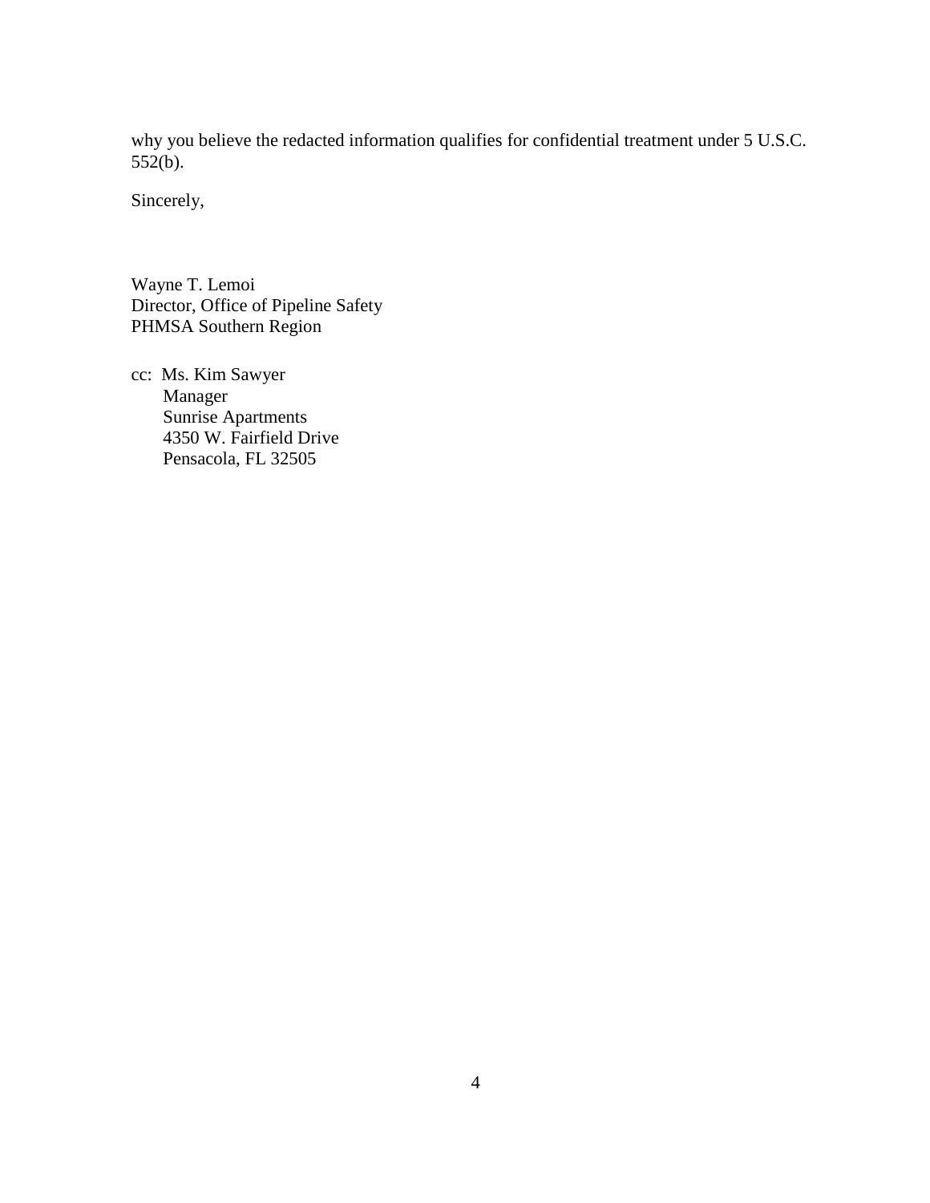why you believe the redacted information qualifies for confidential treatment under 5 U.S.C. 552(b).

Sincerely,

Wayne T. Lemoi  
Director, Office of Pipeline Safety  
PHMSA Southern Region

cc: Ms. Kim Sawyer  
Manager  
Sunrise Apartments  
4350 W. Fairfield Drive  
Pensacola, FL 32505